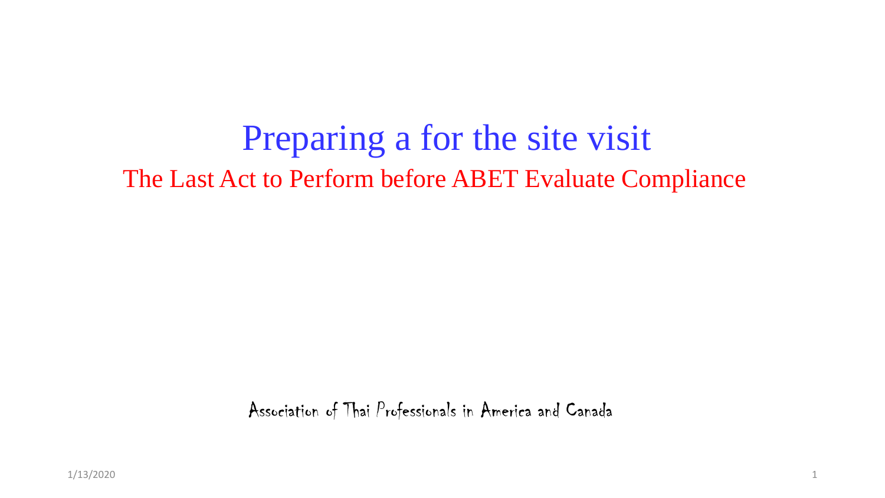# Preparing a for the site visit

## The Last Act to Perform before ABET Evaluate Compliance

Association of Thai Professionals in America and Canada

1/13/2020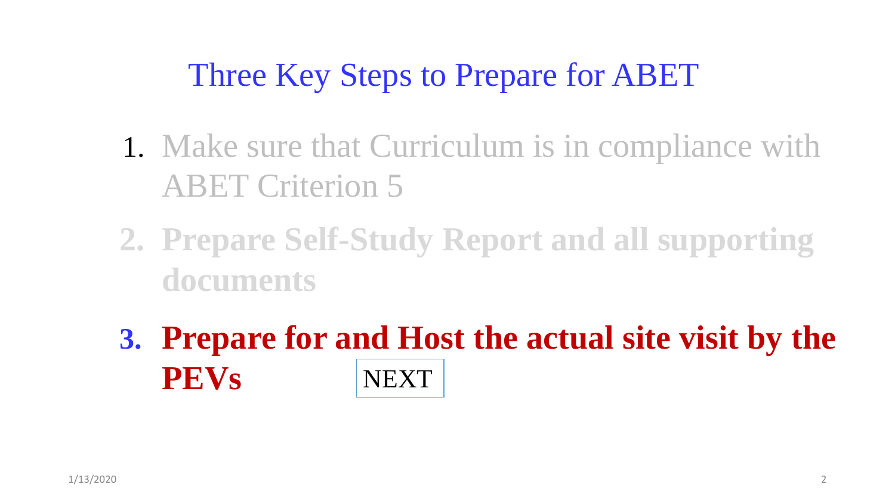# Three Key Steps to Prepare for ABET

1. Make sure that Curriculum is in compliance with ABET Criterion 5
2. **Prepare Self-Study Report and all supporting documents**
3. **Prepare for and Host the actual site visit by the PEVs**

NEXT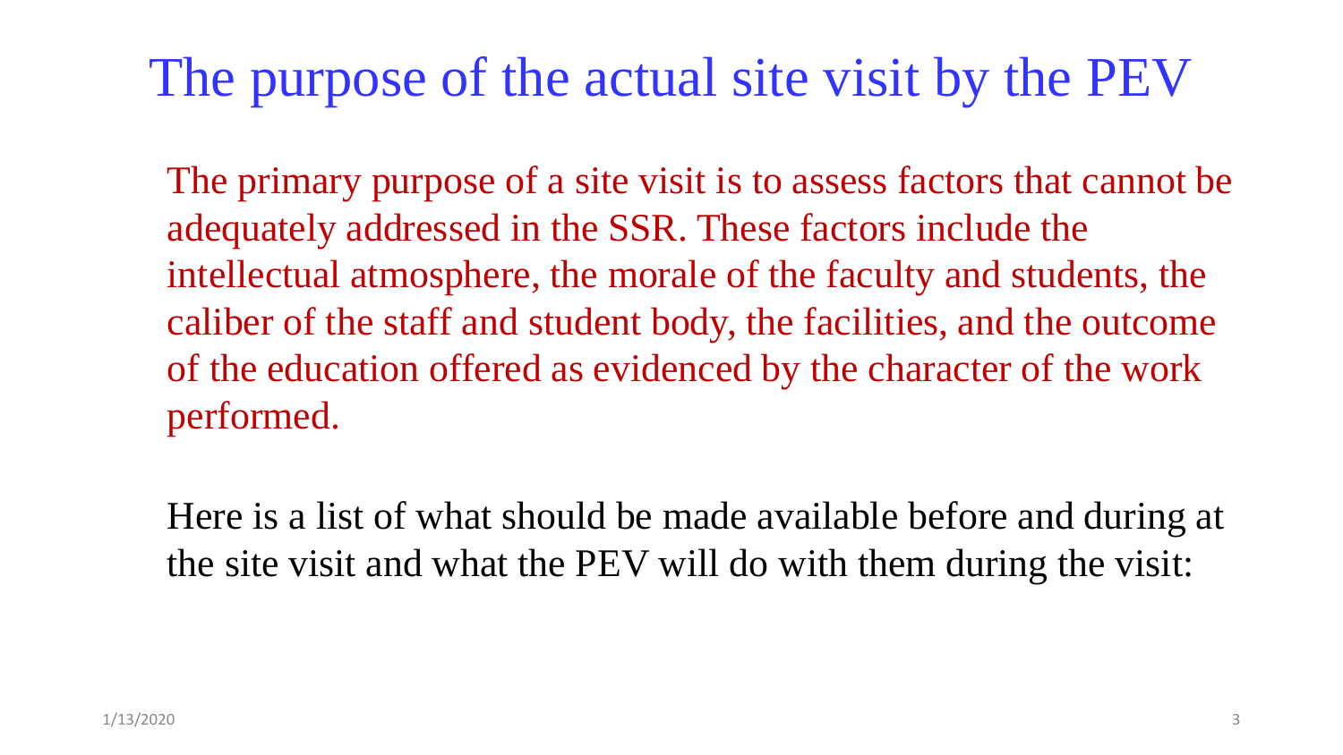# The purpose of the actual site visit by the PEV

The primary purpose of a site visit is to assess factors that cannot be adequately addressed in the SSR. These factors include the intellectual atmosphere, the morale of the faculty and students, the caliber of the staff and student body, the facilities, and the outcome of the education offered as evidenced by the character of the work performed.

Here is a list of what should be made available before and during at the site visit and what the PEV will do with them during the visit: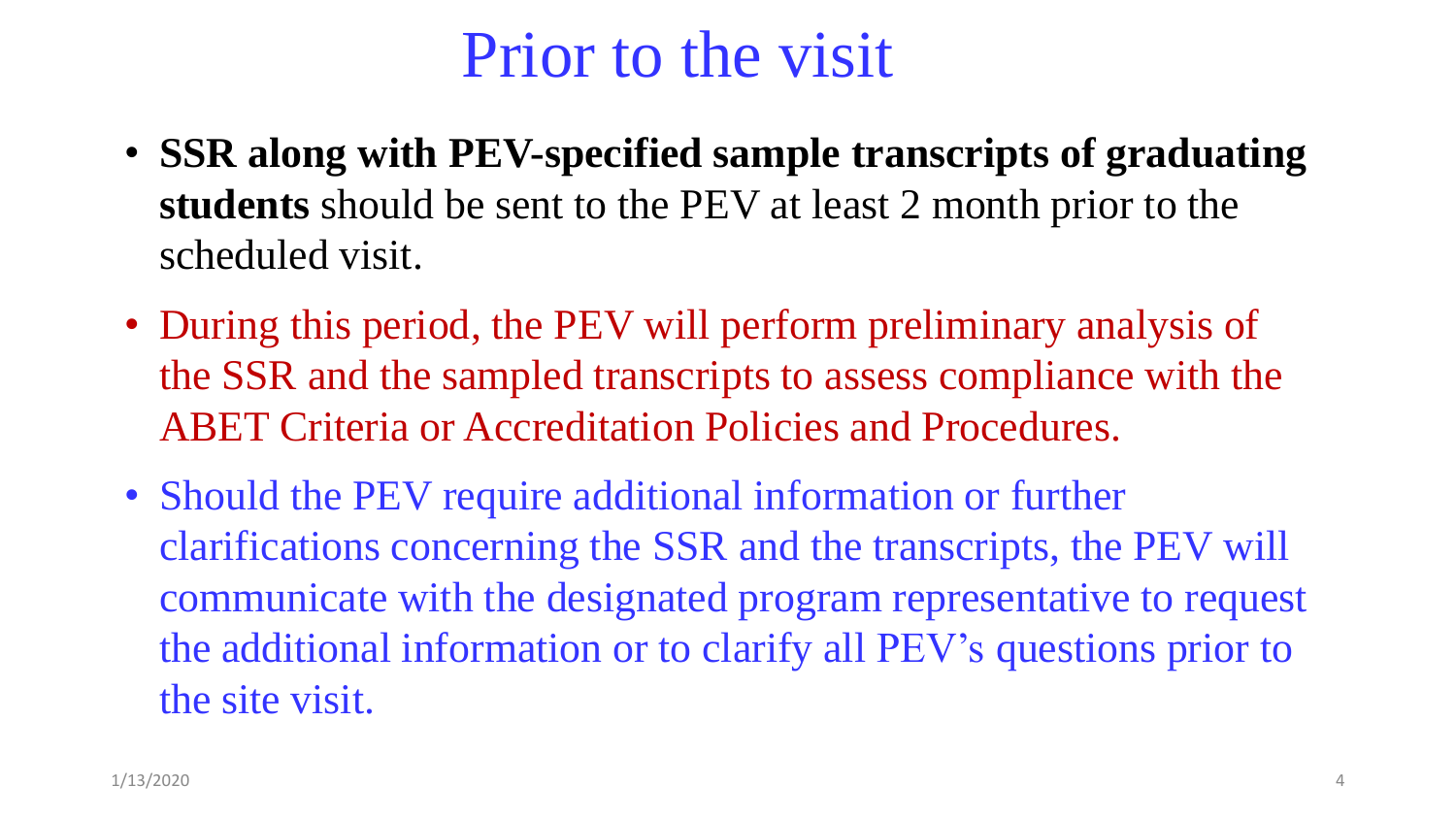# Prior to the visit

- **SSR along with PEV-specified sample transcripts of graduating students** should be sent to the PEV at least 2 month prior to the scheduled visit.
- During this period, the PEV will perform preliminary analysis of the SSR and the sampled transcripts to assess compliance with the ABET Criteria or Accreditation Policies and Procedures.
- Should the PEV require additional information or further clarifications concerning the SSR and the transcripts, the PEV will communicate with the designated program representative to request the additional information or to clarify all PEV's questions prior to the site visit.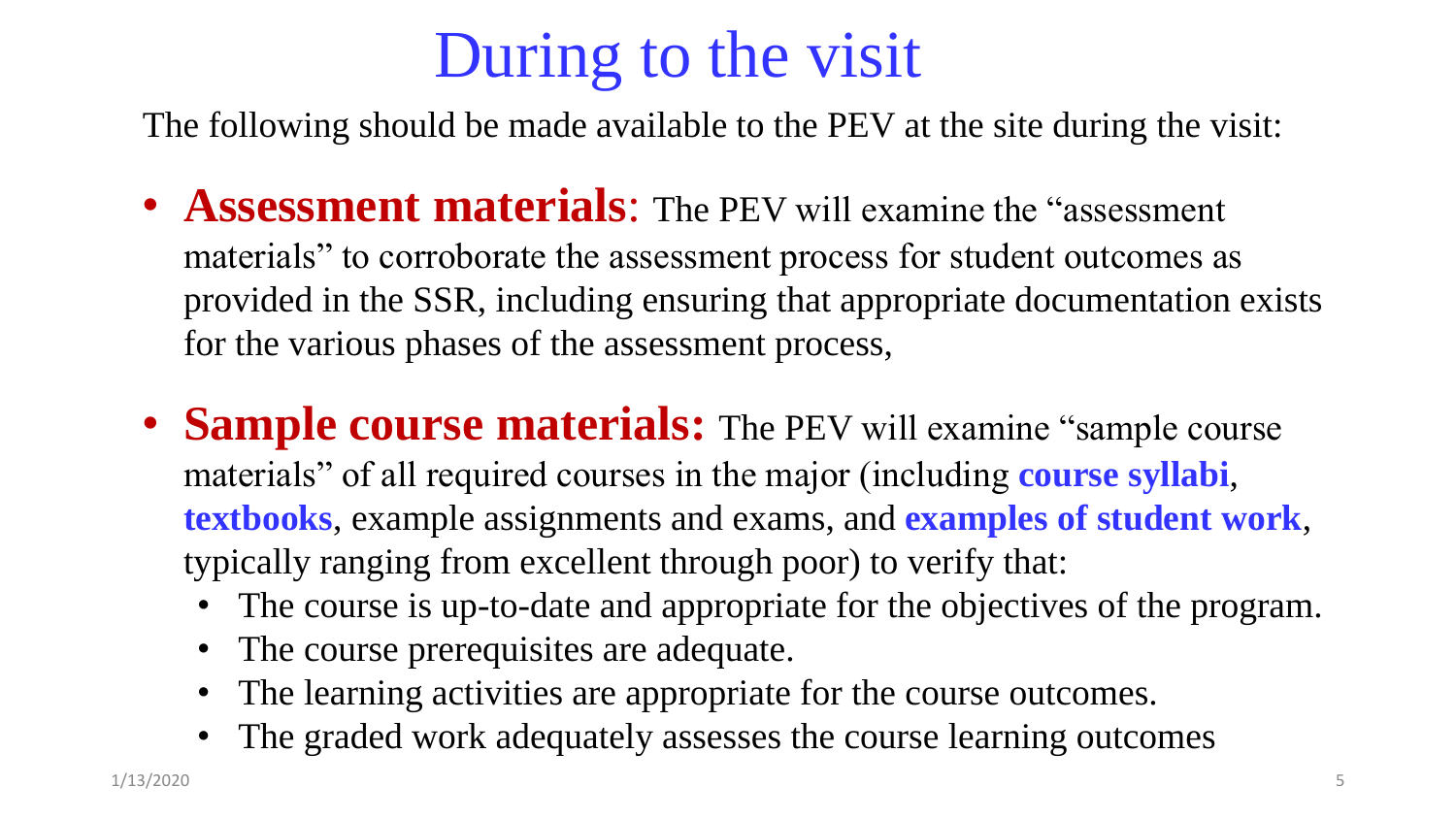# During to the visit

The following should be made available to the PEV at the site during the visit:

- **Assessment materials**: The PEV will examine the “assessment materials” to corroborate the assessment process for student outcomes as provided in the SSR, including ensuring that appropriate documentation exists for the various phases of the assessment process,
- **Sample course materials:** The PEV will examine “sample course materials” of all required courses in the major (including **course syllabi**, **textbooks**, example assignments and exams, and **examples of student work**, typically ranging from excellent through poor) to verify that:
  - The course is up-to-date and appropriate for the objectives of the program.
  - The course prerequisites are adequate.
  - The learning activities are appropriate for the course outcomes.
  - The graded work adequately assesses the course learning outcomes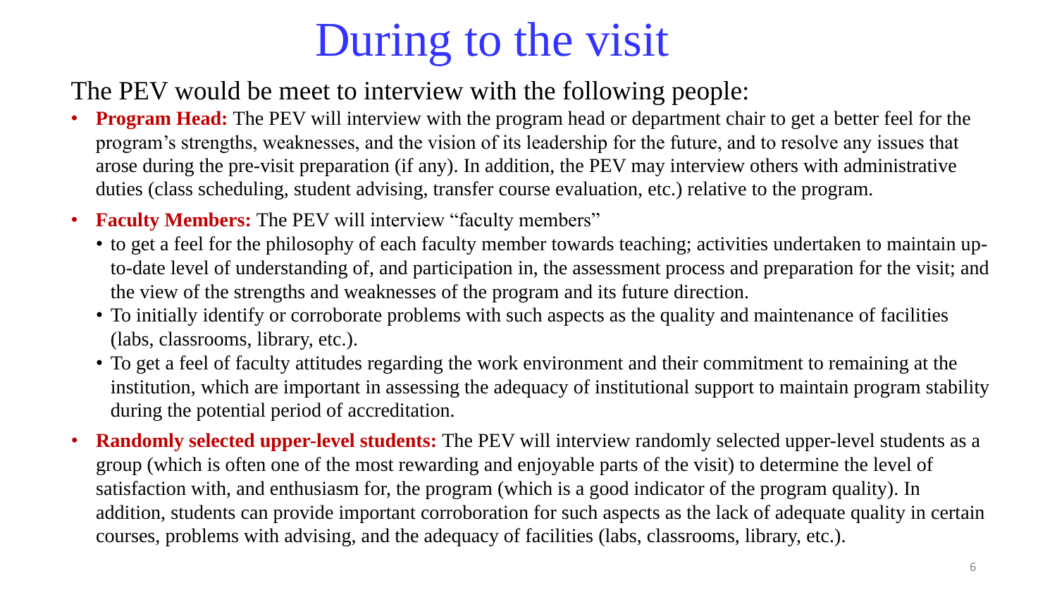# During to the visit

The PEV would be meet to interview with the following people:

- **Program Head:** The PEV will interview with the program head or department chair to get a better feel for the program's strengths, weaknesses, and the vision of its leadership for the future, and to resolve any issues that arose during the pre-visit preparation (if any). In addition, the PEV may interview others with administrative duties (class scheduling, student advising, transfer course evaluation, etc.) relative to the program.
- **Faculty Members:** The PEV will interview "faculty members"
  - to get a feel for the philosophy of each faculty member towards teaching; activities undertaken to maintain up-to-date level of understanding of, and participation in, the assessment process and preparation for the visit; and the view of the strengths and weaknesses of the program and its future direction.
  - To initially identify or corroborate problems with such aspects as the quality and maintenance of facilities (labs, classrooms, library, etc.).
  - To get a feel of faculty attitudes regarding the work environment and their commitment to remaining at the institution, which are important in assessing the adequacy of institutional support to maintain program stability during the potential period of accreditation.
- **Randomly selected upper-level students:** The PEV will interview randomly selected upper-level students as a group (which is often one of the most rewarding and enjoyable parts of the visit) to determine the level of satisfaction with, and enthusiasm for, the program (which is a good indicator of the program quality). In addition, students can provide important corroboration for such aspects as the lack of adequate quality in certain courses, problems with advising, and the adequacy of facilities (labs, classrooms, library, etc.).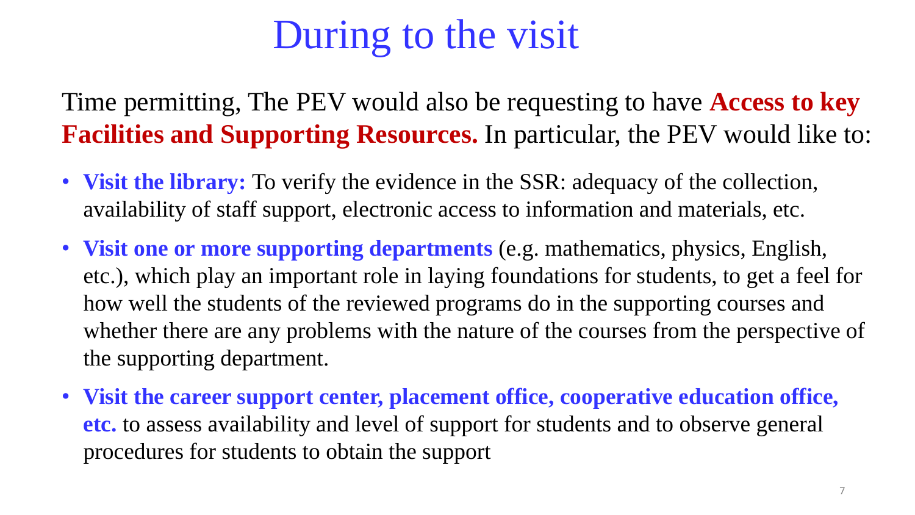# During to the visit

Time permitting, The PEV would also be requesting to have **Access to key Facilities and Supporting Resources.** In particular, the PEV would like to:

- **Visit the library:** To verify the evidence in the SSR: adequacy of the collection, availability of staff support, electronic access to information and materials, etc.
- **Visit one or more supporting departments** (e.g. mathematics, physics, English, etc.), which play an important role in laying foundations for students, to get a feel for how well the students of the reviewed programs do in the supporting courses and whether there are any problems with the nature of the courses from the perspective of the supporting department.
- **Visit the career support center, placement office, cooperative education office, etc.** to assess availability and level of support for students and to observe general procedures for students to obtain the support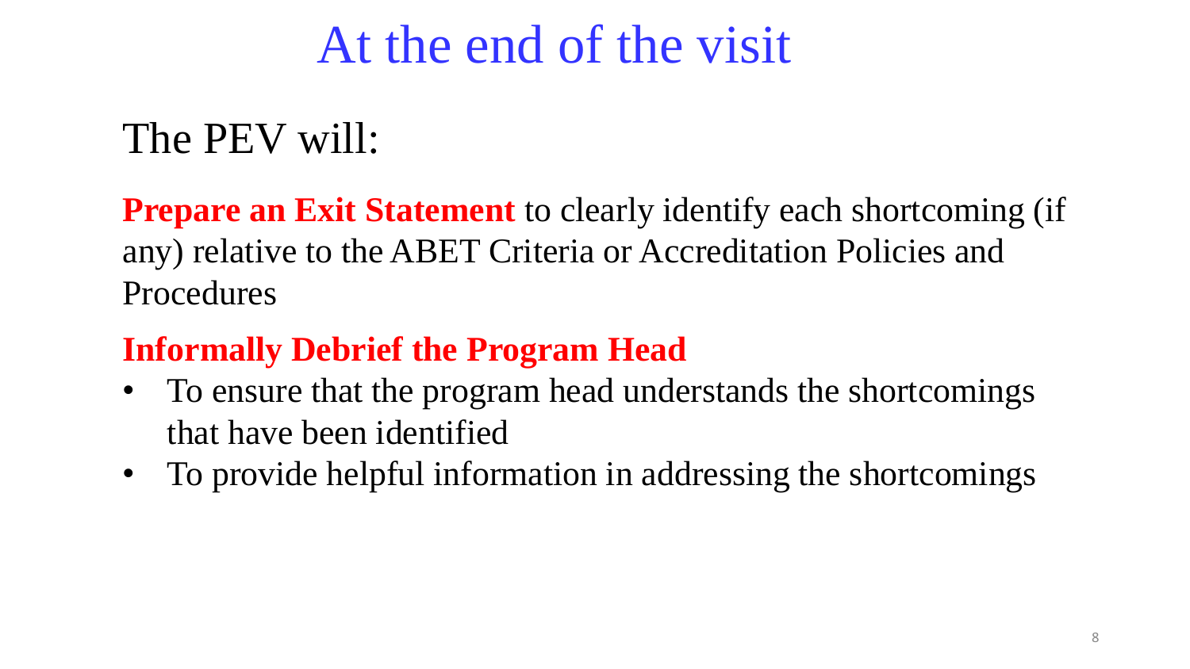# At the end of the visit

## The PEV will:

**Prepare an Exit Statement** to clearly identify each shortcoming (if any) relative to the ABET Criteria or Accreditation Policies and Procedures

**Informally Debrief the Program Head**

- To ensure that the program head understands the shortcomings that have been identified
- To provide helpful information in addressing the shortcomings